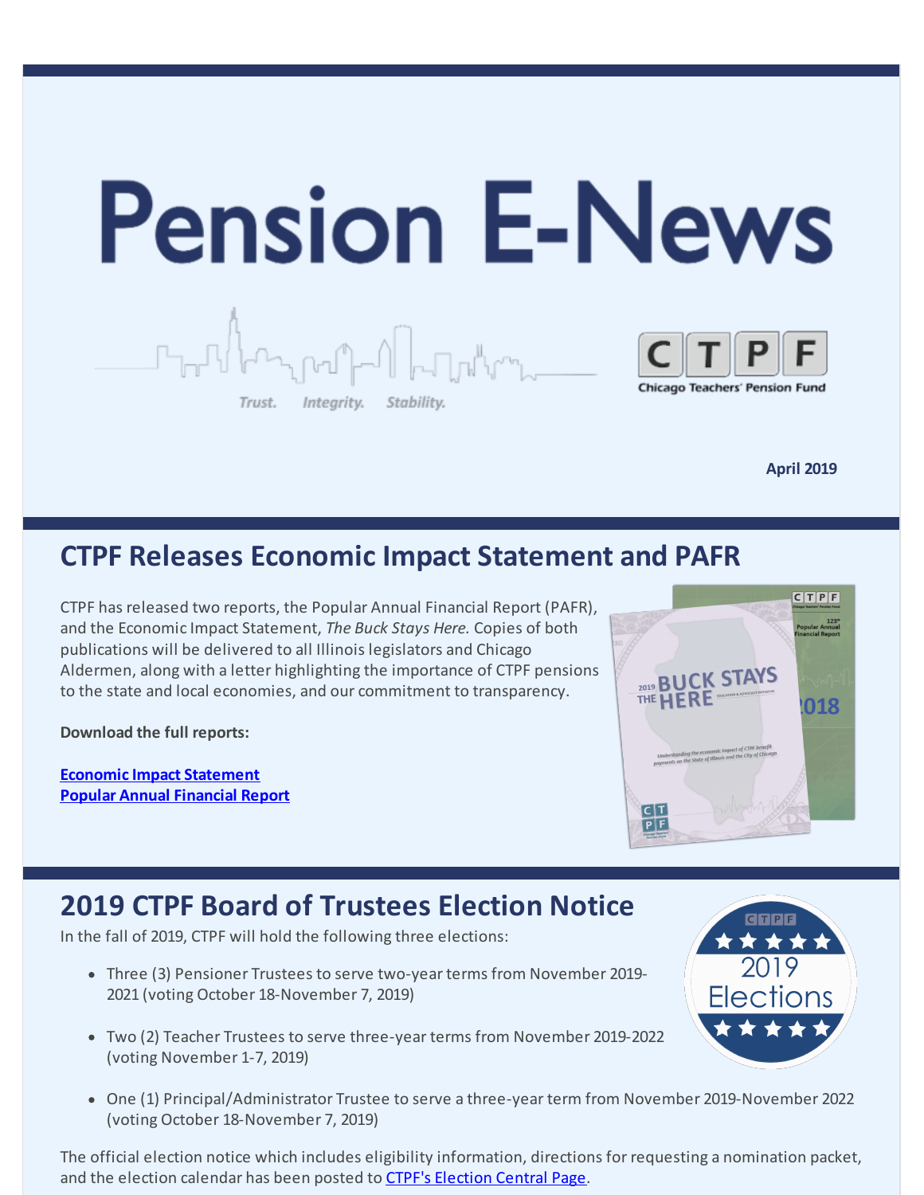# Pension E-News

Trust. Integrity. Stability.

CTPF Chicago Teachers' Pension Fund

**April 2019**

## CTPF Releases Economic Impact Statement and PAFR

CTPF has released two reports, the Popular Annual Financial Report (PAFR), and the Economic Impact Statement, *The Buck Stays Here.* Copies of both publications will be delivered to all Illinois legislators and Chicago Aldermen, along with a letter highlighting the importance of CTPF pensions to the state and local economies, and our commitment to transparency.

**Download the full reports:**

**Economic Impact Statement**
**Popular Annual Financial Report**

## 2019 CTPF Board of Trustees Election Notice

In the fall of 2019, CTPF will hold the following three elections:

- Three (3) Pensioner Trustees to serve two-year terms from November 2019-2021 (voting October 18-November 7, 2019)
- Two (2) Teacher Trustees to serve three-year terms from November 2019-2022 (voting November 1-7, 2019)
- One (1) Principal/Administrator Trustee to serve a three-year term from November 2019-November 2022 (voting October 18-November 7, 2019)

The official election notice which includes eligibility information, directions for requesting a nomination packet, and the election calendar has been posted to CTPF's Election Central Page.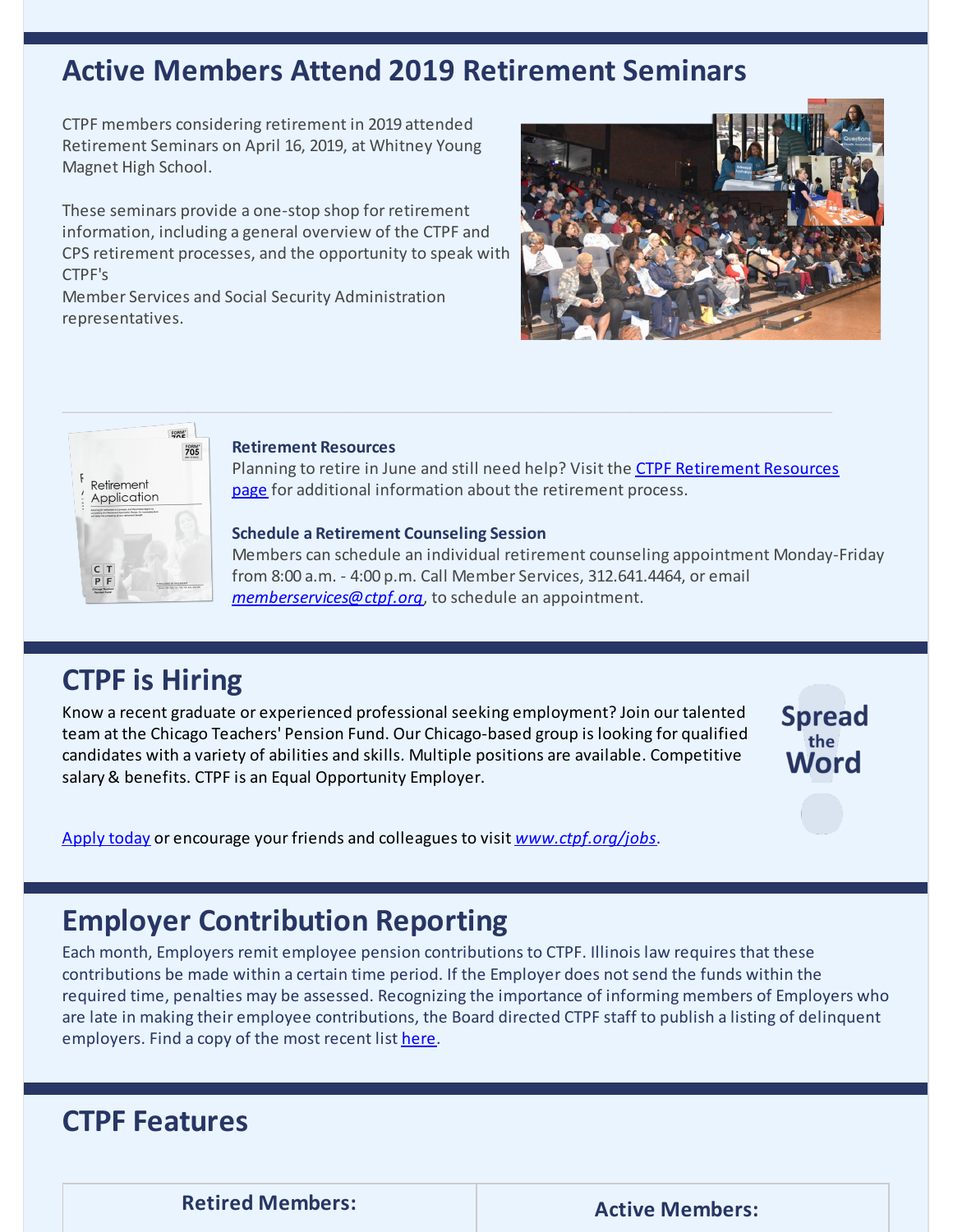## Active Members Attend 2019 Retirement Seminars

CTPF members considering retirement in 2019 attended Retirement Seminars on April 16, 2019, at Whitney Young Magnet High School.

These seminars provide a one-stop shop for retirement information, including a general overview of the CTPF and CPS retirement processes, and the opportunity to speak with CTPF's Member Services and Social Security Administration representatives.

---

**Retirement Resources**

Planning to retire in June and still need help? Visit the CTPF Retirement Resources page for additional information about the retirement process.

**Schedule a Retirement Counseling Session**

Members can schedule an individual retirement counseling appointment Monday-Friday from 8:00 a.m. - 4:00 p.m. Call Member Services, 312.641.4464, or email *memberservices@ctpf.org*, to schedule an appointment.

## CTPF is Hiring

Know a recent graduate or experienced professional seeking employment? Join our talented team at the Chicago Teachers' Pension Fund. Our Chicago-based group is looking for qualified candidates with a variety of abilities and skills. Multiple positions are available. Competitive salary & benefits. CTPF is an Equal Opportunity Employer.

Spread the Word

Apply today or encourage your friends and colleagues to visit *www.ctpf.org/jobs*.

## Employer Contribution Reporting

Each month, Employers remit employee pension contributions to CTPF. Illinois law requires that these contributions be made within a certain time period. If the Employer does not send the funds within the required time, penalties may be assessed. Recognizing the importance of informing members of Employers who are late in making their employee contributions, the Board directed CTPF staff to publish a listing of delinquent employers. Find a copy of the most recent list here.

## CTPF Features

| Retired Members: | Active Members: |
| --- | --- |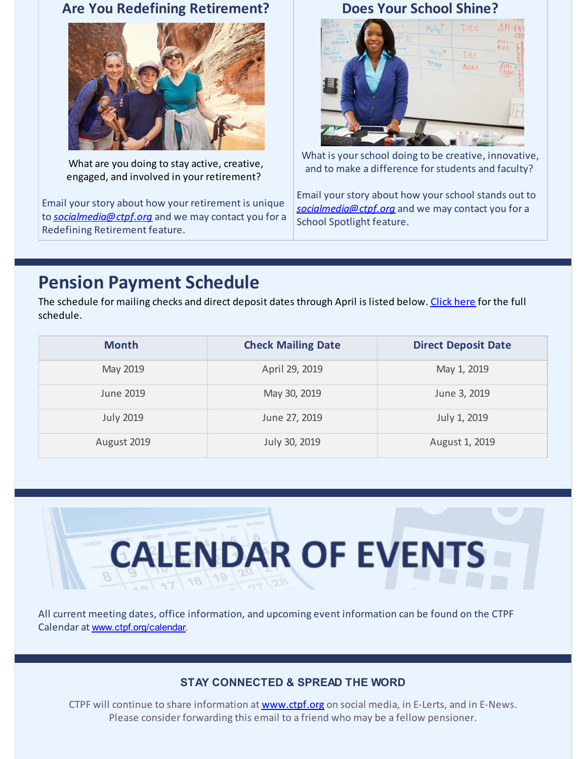## Are You Redefining Retirement?

What are you doing to stay active, creative, engaged, and involved in your retirement?

Email your story about how your retirement is unique to *socialmedia@ctpf.org* and we may contact you for a Redefining Retirement feature.

## Does Your School Shine?

What is your school doing to be creative, innovative, and to make a difference for students and faculty?

Email your story about how your school stands out to *socialmedia@ctpf.org* and we may contact you for a School Spotlight feature.

## Pension Payment Schedule

The schedule for mailing checks and direct deposit dates through April is listed below. Click here for the full schedule.

| Month | Check Mailing Date | Direct Deposit Date |
|---|---|---|
| May 2019 | April 29, 2019 | May 1, 2019 |
| June 2019 | May 30, 2019 | June 3, 2019 |
| July 2019 | June 27, 2019 | July 1, 2019 |
| August 2019 | July 30, 2019 | August 1, 2019 |

## CALENDAR OF EVENTS

All current meeting dates, office information, and upcoming event information can be found on the CTPF Calendar at www.ctpf.org/calendar.

**STAY CONNECTED & SPREAD THE WORD**

CTPF will continue to share information at www.ctpf.org on social media, in E-Lerts, and in E-News. Please consider forwarding this email to a friend who may be a fellow pensioner.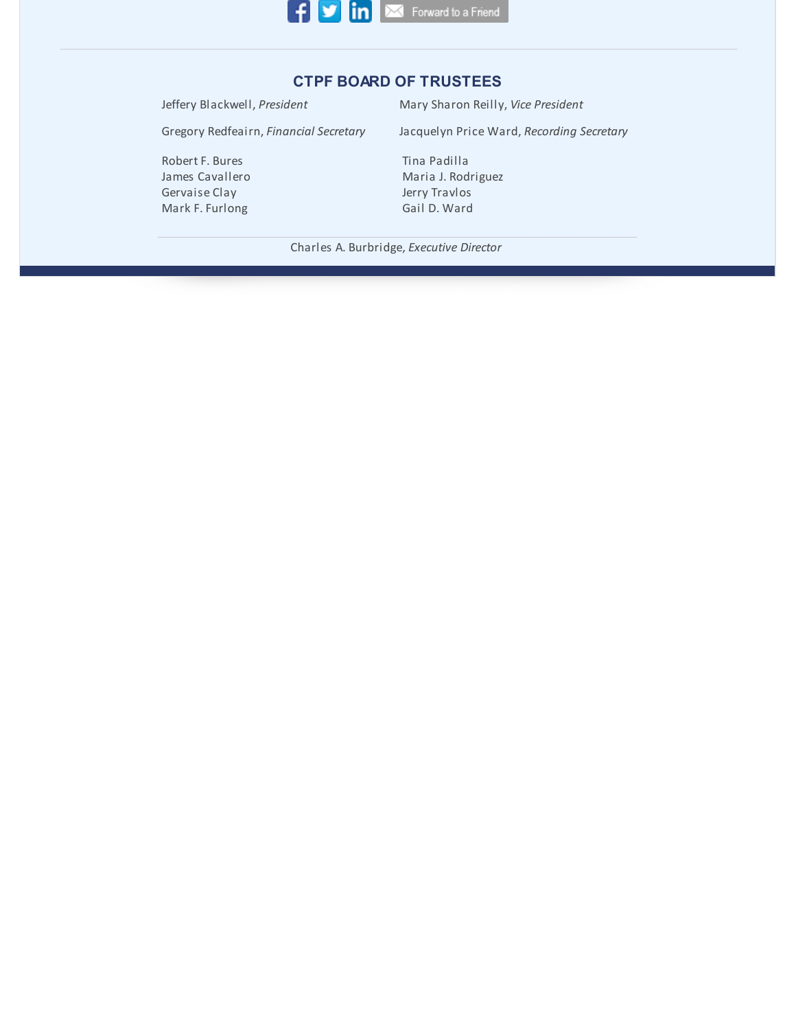Forward to a Friend

## CTPF BOARD OF TRUSTEES

Jeffery Blackwell, *President*

Mary Sharon Reilly, *Vice President*

Gregory Redfeairn, *Financial Secretary*

Jacquelyn Price Ward, *Recording Secretary*

Robert F. Bures
James Cavallero
Gervaise Clay
Mark F. Furlong

Tina Padilla
Maria J. Rodriguez
Jerry Travlos
Gail D. Ward

Charles A. Burbridge, *Executive Director*